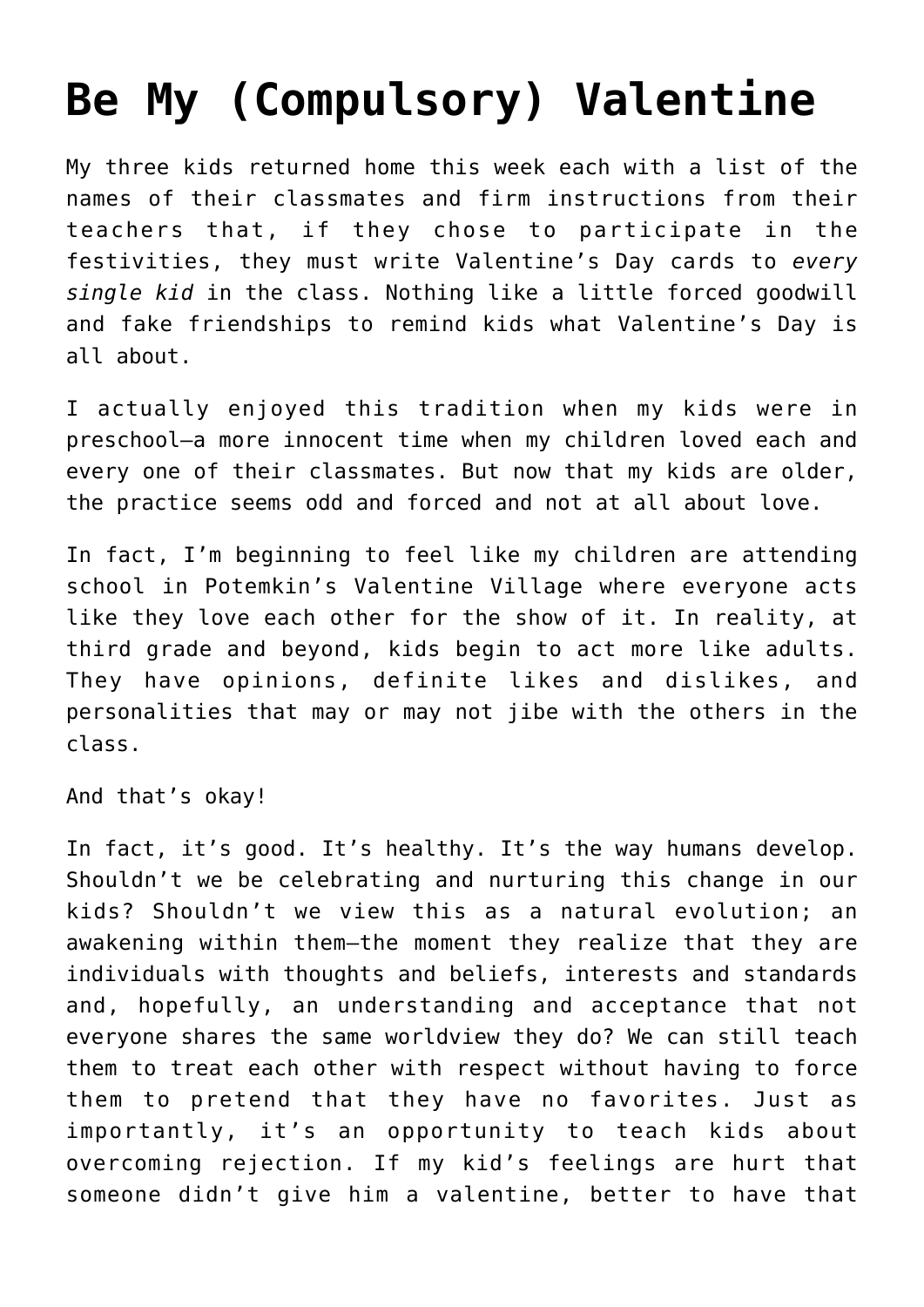# Be My (Compulsory) Valentine

My three kids returned home this week each with a list of the names of their classmates and firm instructions from their teachers that, if they chose to participate in the festivities, they must write Valentine's Day cards to *every single kid* in the class. Nothing like a little forced goodwill and fake friendships to remind kids what Valentine's Day is all about.

I actually enjoyed this tradition when my kids were in preschool—a more innocent time when my children loved each and every one of their classmates. But now that my kids are older, the practice seems odd and forced and not at all about love.

In fact, I'm beginning to feel like my children are attending school in Potemkin's Valentine Village where everyone acts like they love each other for the show of it. In reality, at third grade and beyond, kids begin to act more like adults. They have opinions, definite likes and dislikes, and personalities that may or may not jibe with the others in the class.

And that's okay!

In fact, it's good. It's healthy. It's the way humans develop. Shouldn't we be celebrating and nurturing this change in our kids? Shouldn't we view this as a natural evolution; an awakening within them—the moment they realize that they are individuals with thoughts and beliefs, interests and standards and, hopefully, an understanding and acceptance that not everyone shares the same worldview they do? We can still teach them to treat each other with respect without having to force them to pretend that they have no favorites. Just as importantly, it's an opportunity to teach kids about overcoming rejection. If my kid's feelings are hurt that someone didn't give him a valentine, better to have that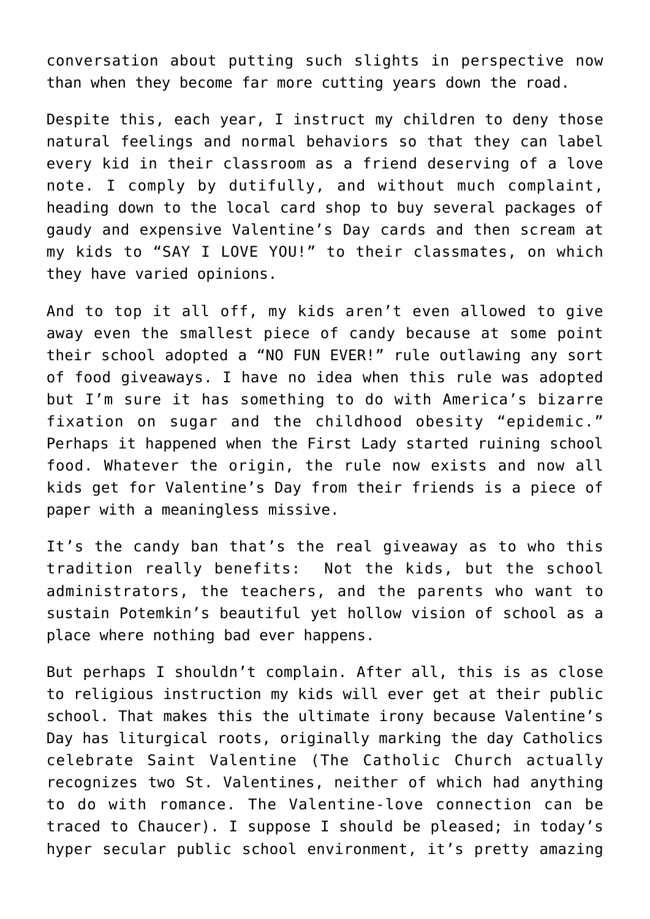conversation about putting such slights in perspective now than when they become far more cutting years down the road.

Despite this, each year, I instruct my children to deny those natural feelings and normal behaviors so that they can label every kid in their classroom as a friend deserving of a love note. I comply by dutifully, and without much complaint, heading down to the local card shop to buy several packages of gaudy and expensive Valentine's Day cards and then scream at my kids to "SAY I LOVE YOU!" to their classmates, on which they have varied opinions.

And to top it all off, my kids aren't even allowed to give away even the smallest piece of candy because at some point their school adopted a "NO FUN EVER!" rule outlawing any sort of food giveaways. I have no idea when this rule was adopted but I'm sure it has something to do with America's bizarre fixation on sugar and the childhood obesity "epidemic." Perhaps it happened when the First Lady started ruining school food. Whatever the origin, the rule now exists and now all kids get for Valentine's Day from their friends is a piece of paper with a meaningless missive.

It's the candy ban that's the real giveaway as to who this tradition really benefits: Not the kids, but the school administrators, the teachers, and the parents who want to sustain Potemkin's beautiful yet hollow vision of school as a place where nothing bad ever happens.

But perhaps I shouldn't complain. After all, this is as close to religious instruction my kids will ever get at their public school. That makes this the ultimate irony because Valentine's Day has liturgical roots, originally marking the day Catholics celebrate Saint Valentine (The Catholic Church actually recognizes two St. Valentines, neither of which had anything to do with romance. The Valentine-love connection can be traced to Chaucer). I suppose I should be pleased; in today's hyper secular public school environment, it's pretty amazing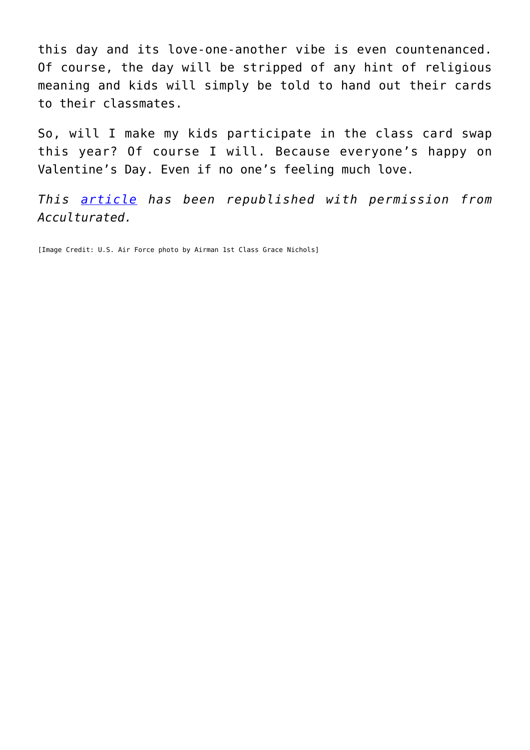this day and its love-one-another vibe is even countenanced. Of course, the day will be stripped of any hint of religious meaning and kids will simply be told to hand out their cards to their classmates.

So, will I make my kids participate in the class card swap this year? Of course I will. Because everyone's happy on Valentine's Day. Even if no one's feeling much love.

*This article has been republished with permission from Acculturated.*

[Image Credit: U.S. Air Force photo by Airman 1st Class Grace Nichols]